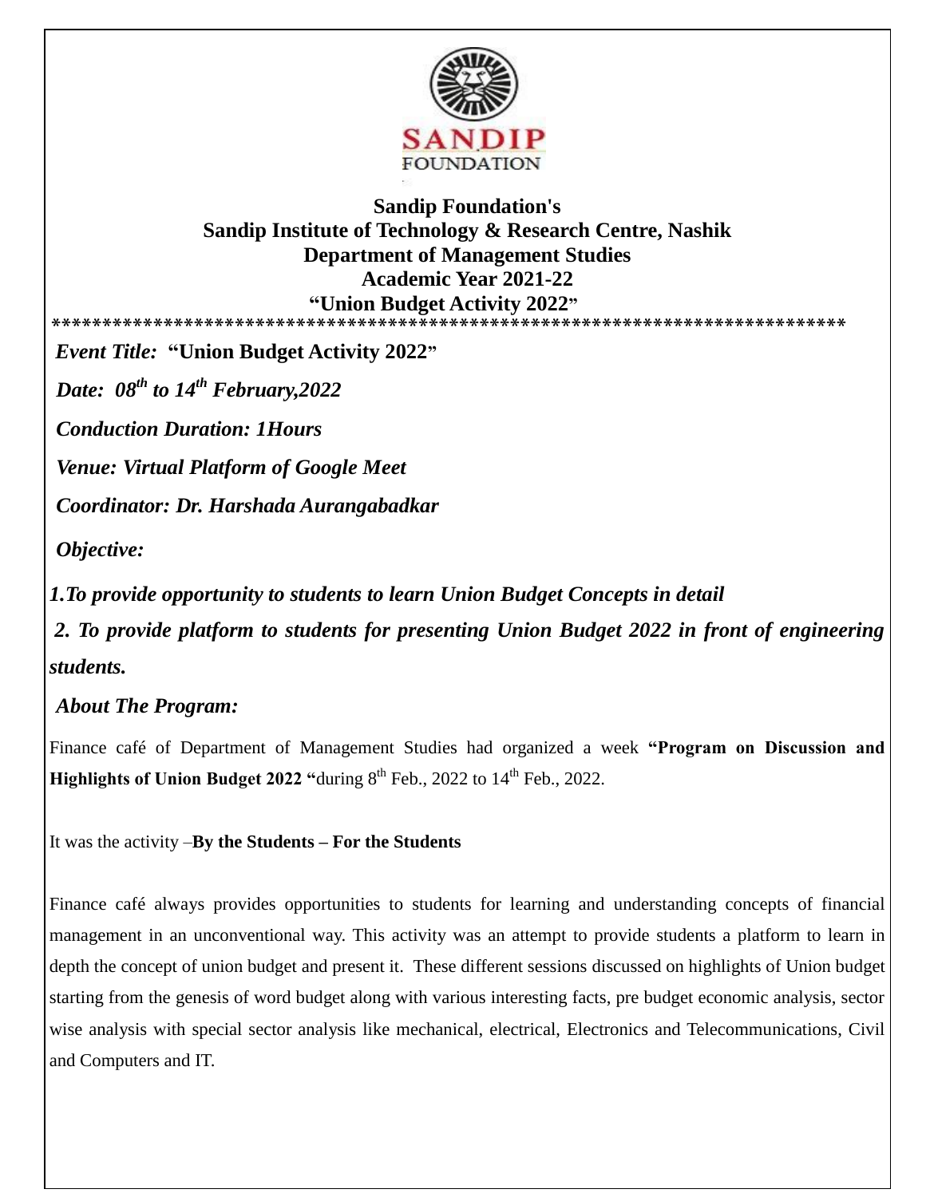**Sandip Foundation's**
**Sandip Institute of Technology & Research Centre, Nashik**
**Department of Management Studies**
**Academic Year 2021-22**
**"Union Budget Activity 2022"**

*************************************************************************************

*Event Title:* **"Union Budget Activity 2022"**

***Date: 08th to 14th February,2022***

***Conduction Duration: 1Hours***

***Venue: Virtual Platform of Google Meet***

***Coordinator: Dr. Harshada Aurangabadkar***

***Objective:***

***1.To provide opportunity to students to learn Union Budget Concepts in detail***

***2. To provide platform to students for presenting Union Budget 2022 in front of engineering students.***

***About The Program:***

Finance café of Department of Management Studies had organized a week **"Program on Discussion and Highlights of Union Budget 2022 "**during 8th Feb., 2022 to 14th Feb., 2022.

It was the activity –**By the Students – For the Students**

Finance café always provides opportunities to students for learning and understanding concepts of financial management in an unconventional way. This activity was an attempt to provide students a platform to learn in depth the concept of union budget and present it. These different sessions discussed on highlights of Union budget starting from the genesis of word budget along with various interesting facts, pre budget economic analysis, sector wise analysis with special sector analysis like mechanical, electrical, Electronics and Telecommunications, Civil and Computers and IT.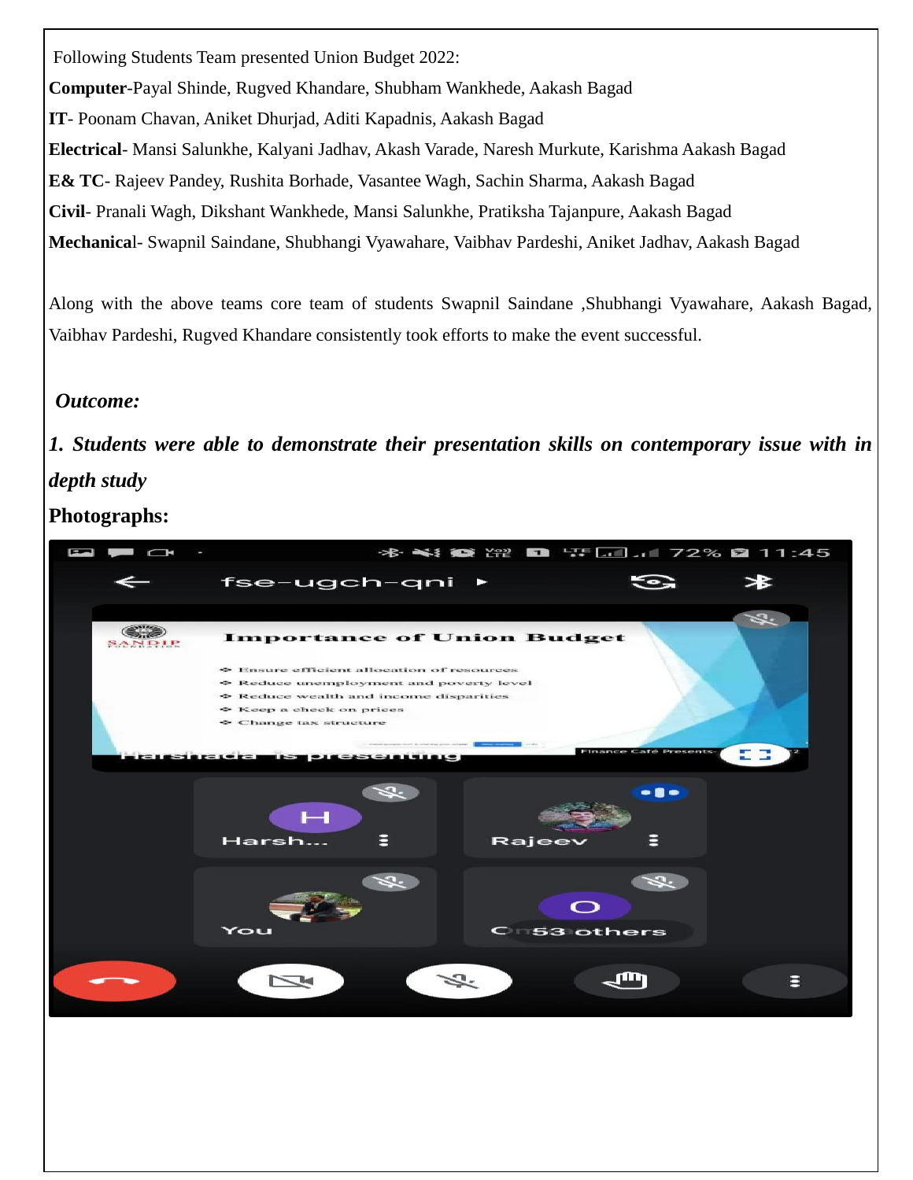Following Students Team presented Union Budget 2022:

**Computer**-Payal Shinde, Rugved Khandare, Shubham Wankhede, Aakash Bagad

**IT**- Poonam Chavan, Aniket Dhurjad, Aditi Kapadnis, Aakash Bagad

**Electrical**- Mansi Salunkhe, Kalyani Jadhav, Akash Varade, Naresh Murkute, Karishma Aakash Bagad

**E& TC**- Rajeev Pandey, Rushita Borhade, Vasantee Wagh, Sachin Sharma, Aakash Bagad

**Civil**- Pranali Wagh, Dikshant Wankhede, Mansi Salunkhe, Pratiksha Tajanpure, Aakash Bagad

**Mechanica**l- Swapnil Saindane, Shubhangi Vyawahare, Vaibhav Pardeshi, Aniket Jadhav, Aakash Bagad

Along with the above teams core team of students Swapnil Saindane ,Shubhangi Vyawahare, Aakash Bagad, Vaibhav Pardeshi, Rugved Khandare consistently took efforts to make the event successful.

***Outcome:***

***1. Students were able to demonstrate their presentation skills on contemporary issue with in depth study***

**Photographs:**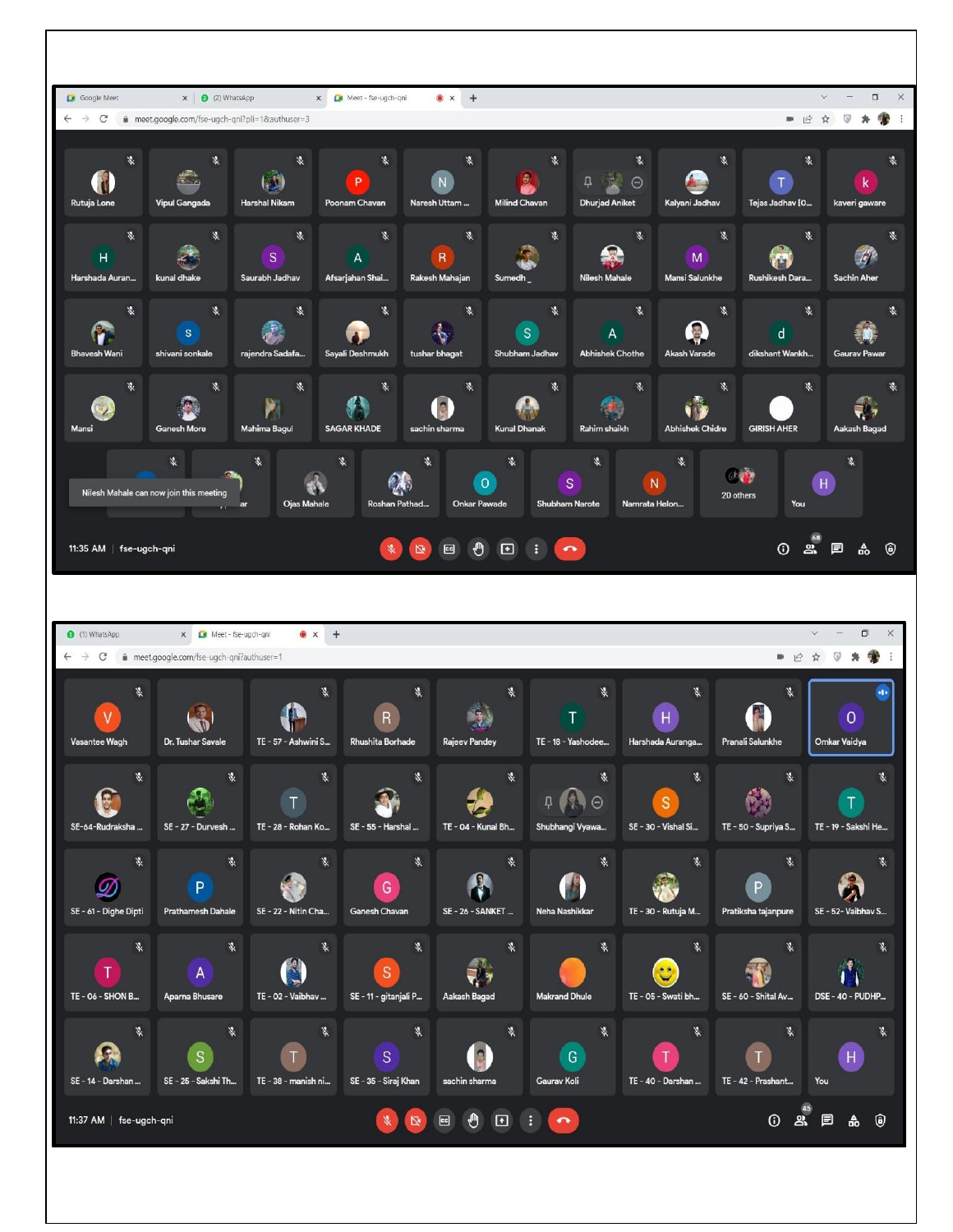Google Meet | (2) WhatsApp | Meet - fse-ugch-qni

meet.google.com/fse-ugch-qni?pli=1&authuser=3

Rutuja Lone | Vipul Gangada | Harshal Nikam | Poonam Chavan | Naresh Uttam ... | Milind Chavan | Dhurjad Aniket | Kalyani Jadhav | Tejas Jadhav [O... | kaveri gaware

Harshada Auran... | kunal dhake | Saurabh Jadhav | Afsarjahan Shai... | Rakesh Mahajan | Sumedh _ | Nilesh Mahale | Mansi Salunkhe | Rushikesh Dara... | Sachin Aher

Bhavesh Wani | shivani sonkale | rajendra Sadafa... | Sayali Deshmukh | tushar bhagat | Shubham Jadhav | Abhishek Chothe | Akash Varade | dikshant Wankh... | Gaurav Pawar

Mansi | Ganesh More | Mahima Bagul | SAGAR KHADE | sachin sharma | Kunal Dhanak | Rahim shaikh | Abhishek Chidre | GIRISH AHER | Aakash Bagad

Nilesh Mahale can now join this meeting

Ojas Mahale | Roshan Pathad... | Onkar Pawade | Shubham Narote | Namrata Helon... | 20 others | You

11:35 AM | fse-ugch-qni

68

(1) WhatsApp | Meet - fse-ugch-qni

meet.google.com/fse-ugch-qni?authuser=1

Vasantee Wagh | Dr. Tushar Savale | TE - 57 - Ashwini S... | Rhushita Borhade | Rajeev Pandey | TE - 18 - Yashodee... | Harshada Auranga... | Pranali Salunkhe | Omkar Vaidya

SE-64-Rudraksha ... | SE - 27 - Durvesh ... | TE - 28 - Rohan Ko... | SE - 55 - Harshal ... | TE - 04 - Kunal Bh... | Shubhangi Vyawa... | SE - 30 - Vishal Si... | TE - 50 - Supriya S... | TE - 19 - Sakshi He...

SE - 61 - Dighe Dipti | Prathamesh Dahale | SE - 22 - Nitin Cha... | Ganesh Chavan | SE - 26 - SANKET ... | Neha Nashikkar | TE - 30 - Rutuja M... | Pratiksha tajanpure | SE - 52- Vaibhav S...

TE - 06 - SHON B... | Aparna Bhusare | TE - 02 - Vaibhav ... | SE - 11 - gitanjali P... | Aakash Bagad | Makrand Dhule | TE - 05 - Swati bh... | SE - 60 - Shital Av... | DSE - 40 - PUDHP...

SE - 14 - Darshan ... | SE - 25 - Sakshi Th... | TE - 38 - manish ni... | SE - 35 - Siraj Khan | sachin sharma | Gaurav Koli | TE - 40 - Darshan ... | TE - 42 - Prashant... | You

11:37 AM | fse-ugch-qni

45